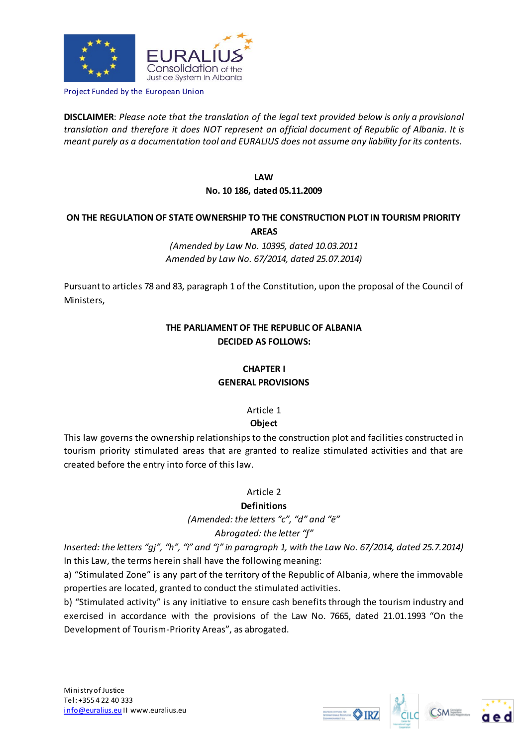Project Funded by the European Union

**DISCLAIMER**: *Please note that the translation of the legal text provided below is only a provisional translation and therefore it does NOT represent an official document of Republic of Albania. It is meant purely as a documentation tool and EURALIUS does not assume any liability for its contents.*

**LAW**
**No. 10 186, dated 05.11.2009**

# ON THE REGULATION OF STATE OWNERSHIP TO THE CONSTRUCTION PLOT IN TOURISM PRIORITY AREAS

*(Amended by Law No. 10395, dated 10.03.2011*
*Amended by Law No. 67/2014, dated 25.07.2014)*

Pursuant to articles 78 and 83, paragraph 1 of the Constitution, upon the proposal of the Council of Ministers,

**THE PARLIAMENT OF THE REPUBLIC OF ALBANIA**
**DECIDED AS FOLLOWS:**

## CHAPTER I
## GENERAL PROVISIONS

### Article 1
### Object

This law governs the ownership relationships to the construction plot and facilities constructed in tourism priority stimulated areas that are granted to realize stimulated activities and that are created before the entry into force of this law.

### Article 2
### Definitions

*(Amended: the letters "c", "d" and "ë"*
*Abrogated: the letter "f"*
*Inserted: the letters "gj", "h", "i" and "j" in paragraph 1, with the Law No. 67/2014, dated 25.7.2014)*

In this Law, the terms herein shall have the following meaning:

a) "Stimulated Zone" is any part of the territory of the Republic of Albania, where the immovable properties are located, granted to conduct the stimulated activities.

b) "Stimulated activity" is any initiative to ensure cash benefits through the tourism industry and exercised in accordance with the provisions of the Law No. 7665, dated 21.01.1993 "On the Development of Tourism-Priority Areas", as abrogated.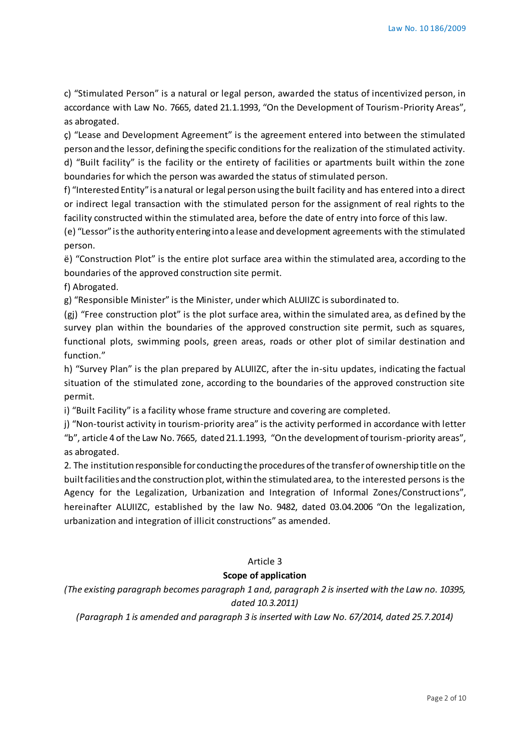c) "Stimulated Person" is a natural or legal person, awarded the status of incentivized person, in accordance with Law No. 7665, dated 21.1.1993, "On the Development of Tourism-Priority Areas", as abrogated.

ç) "Lease and Development Agreement" is the agreement entered into between the stimulated person and the lessor, defining the specific conditions for the realization of the stimulated activity.

d) "Built facility" is the facility or the entirety of facilities or apartments built within the zone boundaries for which the person was awarded the status of stimulated person.

f) "Interested Entity" is a natural or legal person using the built facility and has entered into a direct or indirect legal transaction with the stimulated person for the assignment of real rights to the facility constructed within the stimulated area, before the date of entry into force of this law.

(e) "Lessor" is the authority entering into a lease and development agreements with the stimulated person.

ë) "Construction Plot" is the entire plot surface area within the stimulated area, according to the boundaries of the approved construction site permit.

f) Abrogated.

g) "Responsible Minister" is the Minister, under which ALUIIZC is subordinated to.

(gj) "Free construction plot" is the plot surface area, within the simulated area, as defined by the survey plan within the boundaries of the approved construction site permit, such as squares, functional plots, swimming pools, green areas, roads or other plot of similar destination and function."

h) "Survey Plan" is the plan prepared by ALUIIZC, after the in-situ updates, indicating the factual situation of the stimulated zone, according to the boundaries of the approved construction site permit.

i) "Built Facility" is a facility whose frame structure and covering are completed.

j) "Non-tourist activity in tourism-priority area" is the activity performed in accordance with letter "b", article 4 of the Law No. 7665, dated 21.1.1993, "On the development of tourism-priority areas", as abrogated.

2. The institution responsible for conducting the procedures of the transfer of ownership title on the built facilities and the construction plot, within the stimulated area, to the interested persons is the Agency for the Legalization, Urbanization and Integration of Informal Zones/Constructions", hereinafter ALUIIZC, established by the law No. 9482, dated 03.04.2006 "On the legalization, urbanization and integration of illicit constructions" as amended.

## Article 3

### Scope of application

*(The existing paragraph becomes paragraph 1 and, paragraph 2 is inserted with the Law no. 10395, dated 10.3.2011)*

*(Paragraph 1 is amended and paragraph 3 is inserted with Law No. 67/2014, dated 25.7.2014)*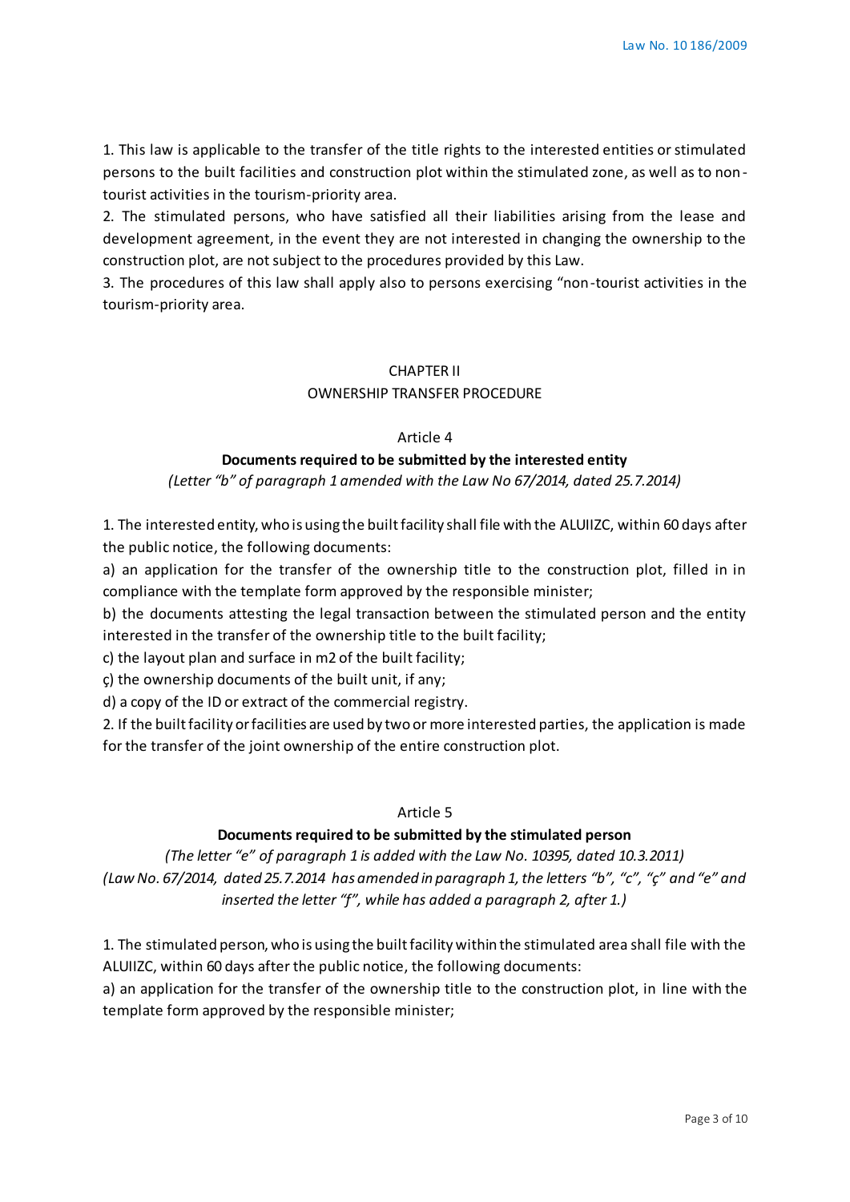1. This law is applicable to the transfer of the title rights to the interested entities or stimulated persons to the built facilities and construction plot within the stimulated zone, as well as to non-tourist activities in the tourism-priority area.

2. The stimulated persons, who have satisfied all their liabilities arising from the lease and development agreement, in the event they are not interested in changing the ownership to the construction plot, are not subject to the procedures provided by this Law.

3. The procedures of this law shall apply also to persons exercising "non-tourist activities in the tourism-priority area.

## CHAPTER II
## OWNERSHIP TRANSFER PROCEDURE

### Article 4
### Documents required to be submitted by the interested entity

*(Letter "b" of paragraph 1 amended with the Law No 67/2014, dated 25.7.2014)*

1. The interested entity, who is using the built facility shall file with the ALUIIZC, within 60 days after the public notice, the following documents:

a) an application for the transfer of the ownership title to the construction plot, filled in in compliance with the template form approved by the responsible minister;

b) the documents attesting the legal transaction between the stimulated person and the entity interested in the transfer of the ownership title to the built facility;

c) the layout plan and surface in m2 of the built facility;

ç) the ownership documents of the built unit, if any;

d) a copy of the ID or extract of the commercial registry.

2. If the built facility or facilities are used by two or more interested parties, the application is made for the transfer of the joint ownership of the entire construction plot.

### Article 5
### Documents required to be submitted by the stimulated person

*(The letter "e" of paragraph 1 is added with the Law No. 10395, dated 10.3.2011)*
*(Law No. 67/2014, dated 25.7.2014 has amended in paragraph 1, the letters "b", "c", "ç" and "e" and inserted the letter "f", while has added a paragraph 2, after 1.)*

1. The stimulated person, who is using the built facility within the stimulated area shall file with the ALUIIZC, within 60 days after the public notice, the following documents:

a) an application for the transfer of the ownership title to the construction plot, in line with the template form approved by the responsible minister;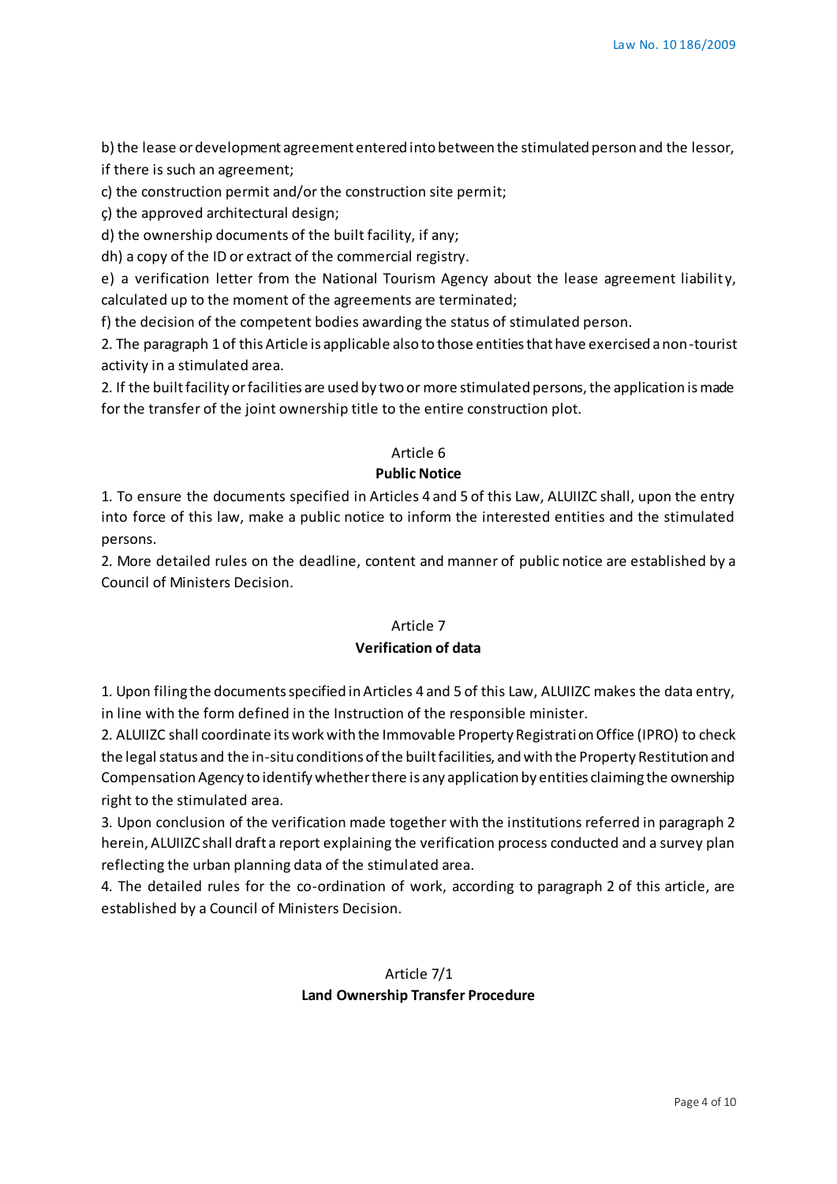b) the lease or development agreement entered into between the stimulated person and the lessor, if there is such an agreement;

c) the construction permit and/or the construction site permit;

ç) the approved architectural design;

d) the ownership documents of the built facility, if any;

dh) a copy of the ID or extract of the commercial registry.

e) a verification letter from the National Tourism Agency about the lease agreement liability, calculated up to the moment of the agreements are terminated;

f) the decision of the competent bodies awarding the status of stimulated person.

2. The paragraph 1 of this Article is applicable also to those entities that have exercised a non-tourist activity in a stimulated area.

2. If the built facility or facilities are used by two or more stimulated persons, the application is made for the transfer of the joint ownership title to the entire construction plot.

Article 6

**Public Notice**

1. To ensure the documents specified in Articles 4 and 5 of this Law, ALUIIZC shall, upon the entry into force of this law, make a public notice to inform the interested entities and the stimulated persons.

2. More detailed rules on the deadline, content and manner of public notice are established by a Council of Ministers Decision.

Article 7

**Verification of data**

1. Upon filing the documents specified in Articles 4 and 5 of this Law, ALUIIZC makes the data entry, in line with the form defined in the Instruction of the responsible minister.

2. ALUIIZC shall coordinate its work with the Immovable Property Registration Office (IPRO) to check the legal status and the in-situ conditions of the built facilities, and with the Property Restitution and Compensation Agency to identify whether there is any application by entities claiming the ownership right to the stimulated area.

3. Upon conclusion of the verification made together with the institutions referred in paragraph 2 herein, ALUIIZC shall draft a report explaining the verification process conducted and a survey plan reflecting the urban planning data of the stimulated area.

4. The detailed rules for the co-ordination of work, according to paragraph 2 of this article, are established by a Council of Ministers Decision.

Article 7/1

**Land Ownership Transfer Procedure**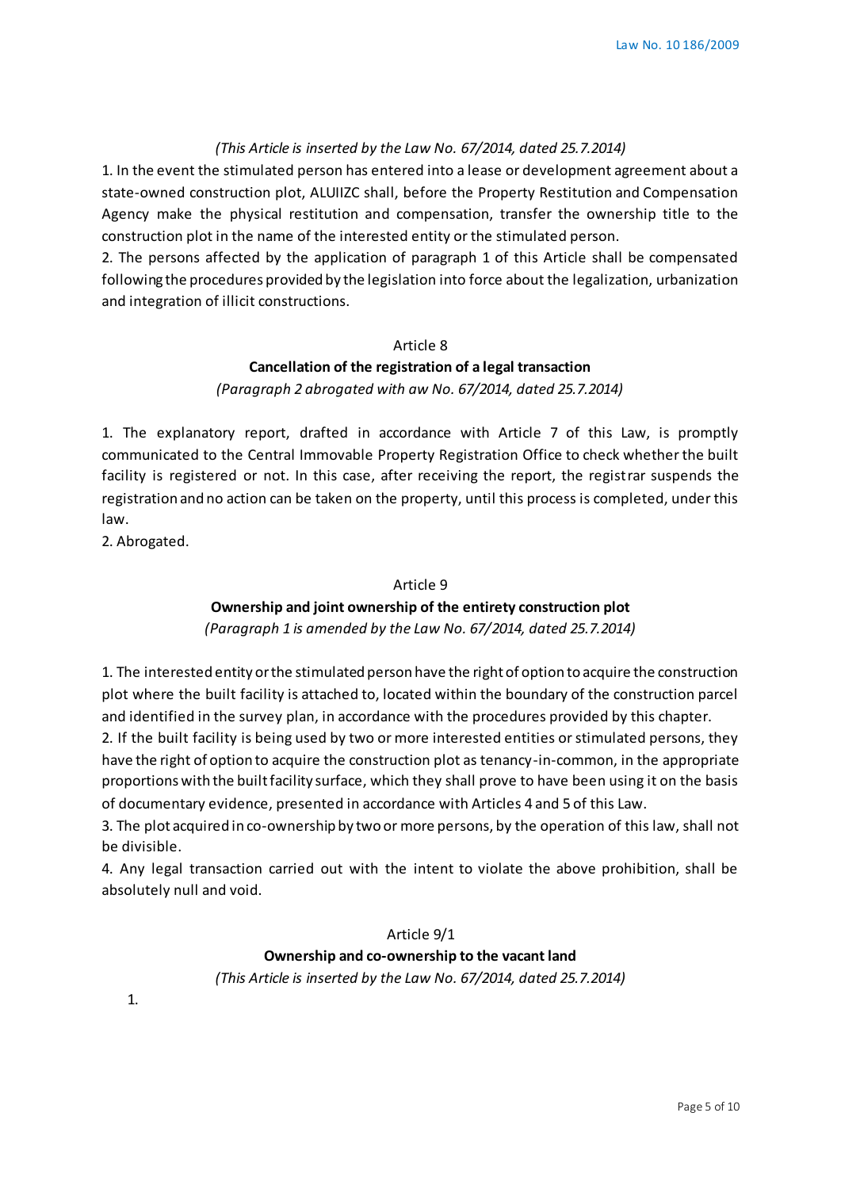*(This Article is inserted by the Law No. 67/2014, dated 25.7.2014)*

1. In the event the stimulated person has entered into a lease or development agreement about a state-owned construction plot, ALUIIZC shall, before the Property Restitution and Compensation Agency make the physical restitution and compensation, transfer the ownership title to the construction plot in the name of the interested entity or the stimulated person.

2. The persons affected by the application of paragraph 1 of this Article shall be compensated following the procedures provided by the legislation into force about the legalization, urbanization and integration of illicit constructions.

## Article 8

### Cancellation of the registration of a legal transaction

*(Paragraph 2 abrogated with aw No. 67/2014, dated 25.7.2014)*

1. The explanatory report, drafted in accordance with Article 7 of this Law, is promptly communicated to the Central Immovable Property Registration Office to check whether the built facility is registered or not. In this case, after receiving the report, the registrar suspends the registration and no action can be taken on the property, until this process is completed, under this law.

2. Abrogated.

## Article 9

### Ownership and joint ownership of the entirety construction plot

*(Paragraph 1 is amended by the Law No. 67/2014, dated 25.7.2014)*

1. The interested entity or the stimulated person have the right of option to acquire the construction plot where the built facility is attached to, located within the boundary of the construction parcel and identified in the survey plan, in accordance with the procedures provided by this chapter.

2. If the built facility is being used by two or more interested entities or stimulated persons, they have the right of option to acquire the construction plot as tenancy-in-common, in the appropriate proportions with the built facility surface, which they shall prove to have been using it on the basis of documentary evidence, presented in accordance with Articles 4 and 5 of this Law.

3. The plot acquired in co-ownership by two or more persons, by the operation of this law, shall not be divisible.

4. Any legal transaction carried out with the intent to violate the above prohibition, shall be absolutely null and void.

## Article 9/1

### Ownership and co-ownership to the vacant land

*(This Article is inserted by the Law No. 67/2014, dated 25.7.2014)*

1.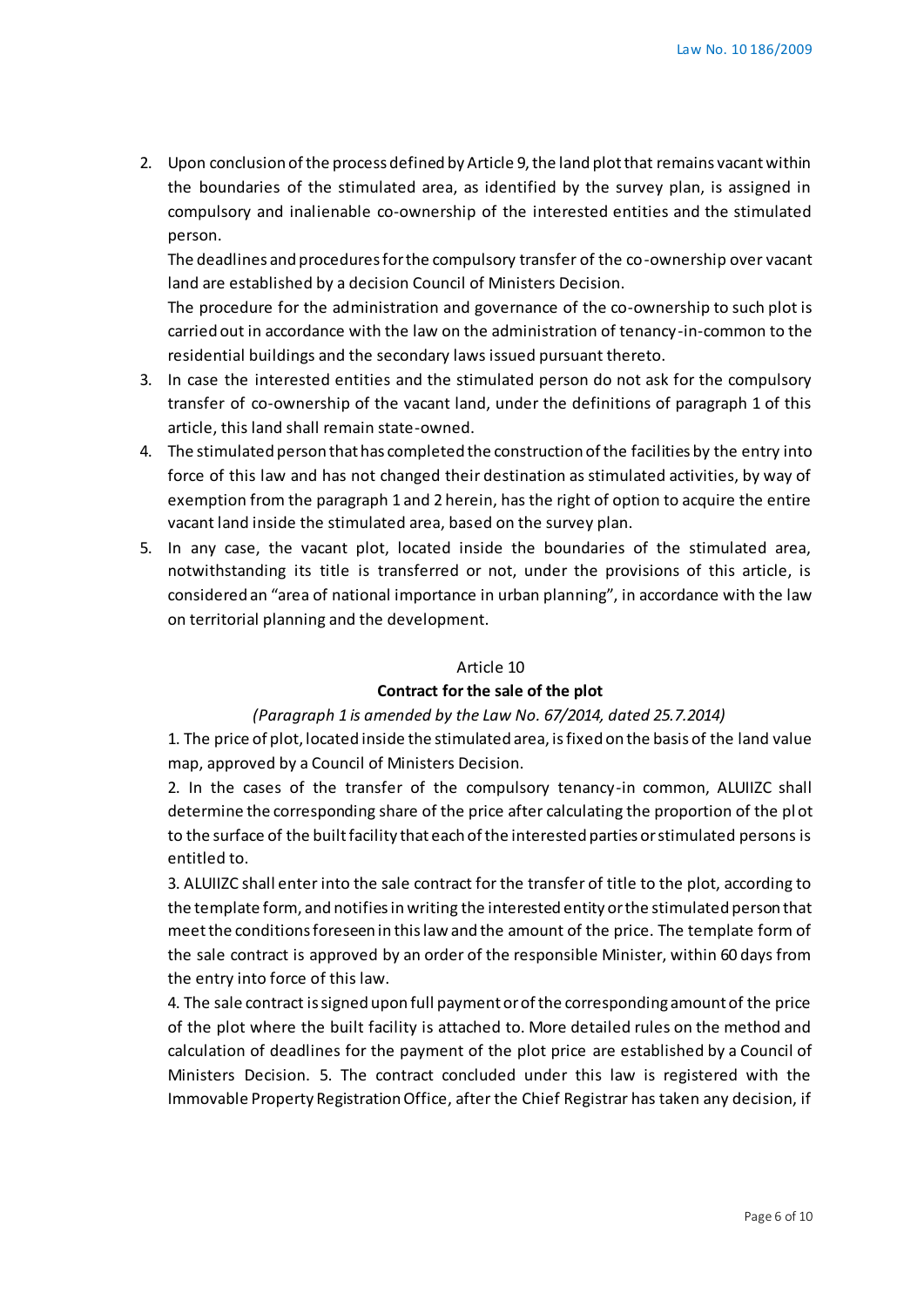2. Upon conclusion of the process defined by Article 9, the land plot that remains vacant within the boundaries of the stimulated area, as identified by the survey plan, is assigned in compulsory and inalienable co-ownership of the interested entities and the stimulated person.

   The deadlines and procedures for the compulsory transfer of the co-ownership over vacant land are established by a decision Council of Ministers Decision.

   The procedure for the administration and governance of the co-ownership to such plot is carried out in accordance with the law on the administration of tenancy-in-common to the residential buildings and the secondary laws issued pursuant thereto.
3. In case the interested entities and the stimulated person do not ask for the compulsory transfer of co-ownership of the vacant land, under the definitions of paragraph 1 of this article, this land shall remain state-owned.
4. The stimulated person that has completed the construction of the facilities by the entry into force of this law and has not changed their destination as stimulated activities, by way of exemption from the paragraph 1 and 2 herein, has the right of option to acquire the entire vacant land inside the stimulated area, based on the survey plan.
5. In any case, the vacant plot, located inside the boundaries of the stimulated area, notwithstanding its title is transferred or not, under the provisions of this article, is considered an "area of national importance in urban planning", in accordance with the law on territorial planning and the development.

Article 10

**Contract for the sale of the plot**

*(Paragraph 1 is amended by the Law No. 67/2014, dated 25.7.2014)*

1. The price of plot, located inside the stimulated area, is fixed on the basis of the land value map, approved by a Council of Ministers Decision.

2. In the cases of the transfer of the compulsory tenancy-in common, ALUIIZC shall determine the corresponding share of the price after calculating the proportion of the plot to the surface of the built facility that each of the interested parties or stimulated persons is entitled to.

3. ALUIIZC shall enter into the sale contract for the transfer of title to the plot, according to the template form, and notifies in writing the interested entity or the stimulated person that meet the conditions foreseen in this law and the amount of the price. The template form of the sale contract is approved by an order of the responsible Minister, within 60 days from the entry into force of this law.

4. The sale contract is signed upon full payment or of the corresponding amount of the price of the plot where the built facility is attached to. More detailed rules on the method and calculation of deadlines for the payment of the plot price are established by a Council of Ministers Decision. 5. The contract concluded under this law is registered with the Immovable Property Registration Office, after the Chief Registrar has taken any decision, if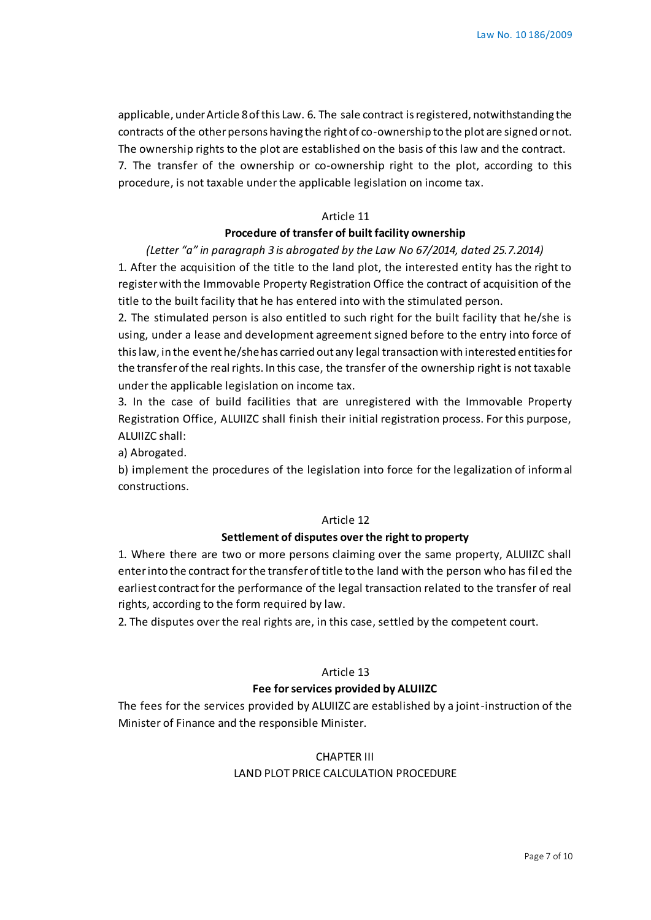applicable, under Article 8 of this Law. 6. The sale contract is registered, notwithstanding the contracts of the other persons having the right of co-ownership to the plot are signed or not. The ownership rights to the plot are established on the basis of this law and the contract.

7. The transfer of the ownership or co-ownership right to the plot, according to this procedure, is not taxable under the applicable legislation on income tax.

### Article 11

### Procedure of transfer of built facility ownership

*(Letter "a" in paragraph 3 is abrogated by the Law No 67/2014, dated 25.7.2014)*

1. After the acquisition of the title to the land plot, the interested entity has the right to register with the Immovable Property Registration Office the contract of acquisition of the title to the built facility that he has entered into with the stimulated person.

2. The stimulated person is also entitled to such right for the built facility that he/she is using, under a lease and development agreement signed before to the entry into force of this law, in the event he/she has carried out any legal transaction with interested entities for the transfer of the real rights. In this case, the transfer of the ownership right is not taxable under the applicable legislation on income tax.

3. In the case of build facilities that are unregistered with the Immovable Property Registration Office, ALUIIZC shall finish their initial registration process. For this purpose, ALUIIZC shall:

a) Abrogated.

b) implement the procedures of the legislation into force for the legalization of informal constructions.

### Article 12

### Settlement of disputes over the right to property

1. Where there are two or more persons claiming over the same property, ALUIIZC shall enter into the contract for the transfer of title to the land with the person who has filed the earliest contract for the performance of the legal transaction related to the transfer of real rights, according to the form required by law.

2. The disputes over the real rights are, in this case, settled by the competent court.

### Article 13

### Fee for services provided by ALUIIZC

The fees for the services provided by ALUIIZC are established by a joint-instruction of the Minister of Finance and the responsible Minister.

## CHAPTER III

## LAND PLOT PRICE CALCULATION PROCEDURE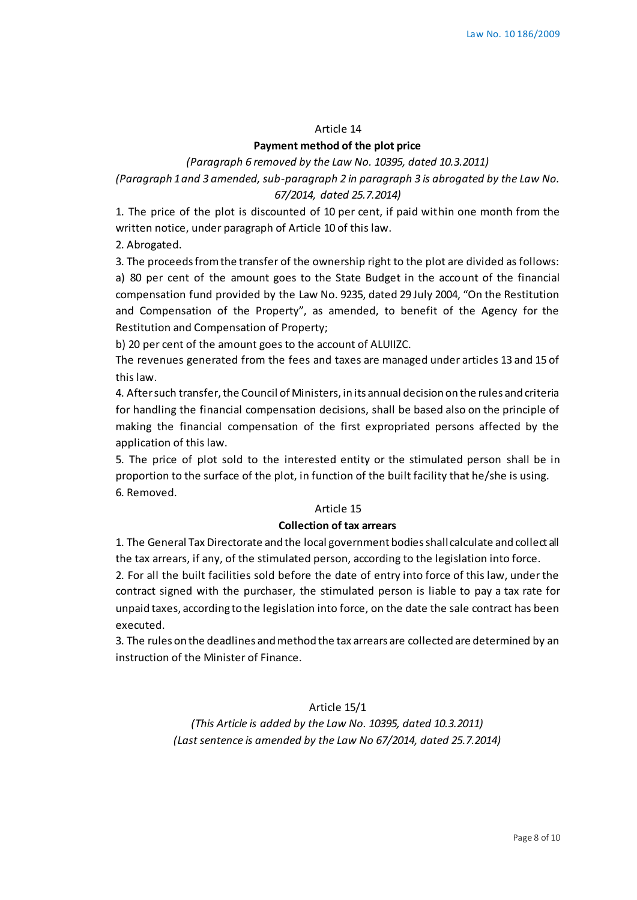## Article 14

### Payment method of the plot price

*(Paragraph 6 removed by the Law No. 10395, dated 10.3.2011)*

*(Paragraph 1 and 3 amended, sub-paragraph 2 in paragraph 3 is abrogated by the Law No. 67/2014, dated 25.7.2014)*

1. The price of the plot is discounted of 10 per cent, if paid within one month from the written notice, under paragraph of Article 10 of this law.

2. Abrogated.

3. The proceeds from the transfer of the ownership right to the plot are divided as follows:

a) 80 per cent of the amount goes to the State Budget in the account of the financial compensation fund provided by the Law No. 9235, dated 29 July 2004, "On the Restitution and Compensation of the Property", as amended, to benefit of the Agency for the Restitution and Compensation of Property;

b) 20 per cent of the amount goes to the account of ALUIIZC.

The revenues generated from the fees and taxes are managed under articles 13 and 15 of this law.

4. After such transfer, the Council of Ministers, in its annual decision on the rules and criteria for handling the financial compensation decisions, shall be based also on the principle of making the financial compensation of the first expropriated persons affected by the application of this law.

5. The price of plot sold to the interested entity or the stimulated person shall be in proportion to the surface of the plot, in function of the built facility that he/she is using.

6. Removed.

## Article 15

### Collection of tax arrears

1. The General Tax Directorate and the local government bodies shall calculate and collect all the tax arrears, if any, of the stimulated person, according to the legislation into force.

2. For all the built facilities sold before the date of entry into force of this law, under the contract signed with the purchaser, the stimulated person is liable to pay a tax rate for unpaid taxes, according to the legislation into force, on the date the sale contract has been executed.

3. The rules on the deadlines and method the tax arrears are collected are determined by an instruction of the Minister of Finance.

## Article 15/1

*(This Article is added by the Law No. 10395, dated 10.3.2011)*

*(Last sentence is amended by the Law No 67/2014, dated 25.7.2014)*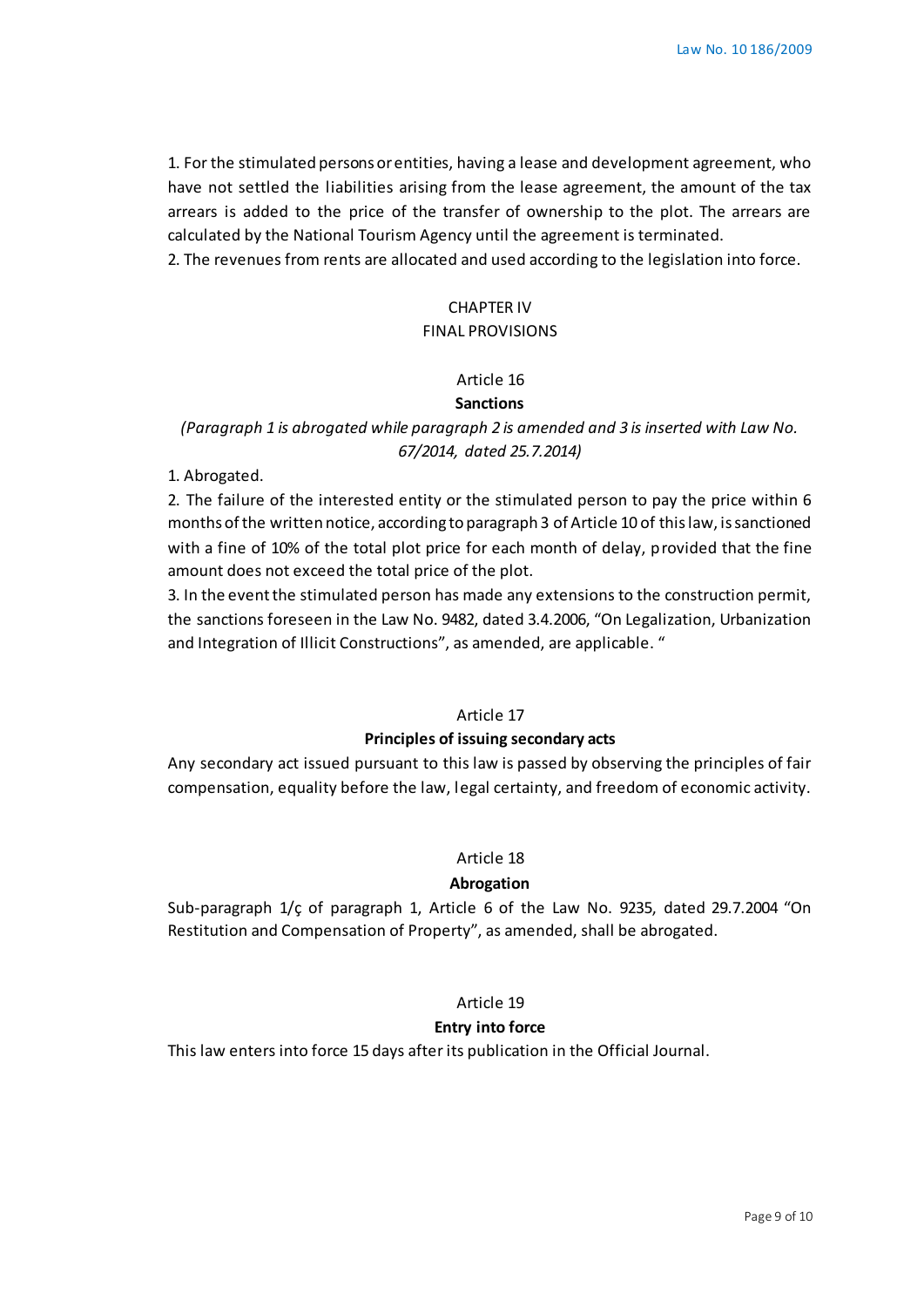1. For the stimulated persons or entities, having a lease and development agreement, who have not settled the liabilities arising from the lease agreement, the amount of the tax arrears is added to the price of the transfer of ownership to the plot. The arrears are calculated by the National Tourism Agency until the agreement is terminated.

2. The revenues from rents are allocated and used according to the legislation into force.

## CHAPTER IV
## FINAL PROVISIONS

### Article 16
**Sanctions**

*(Paragraph 1 is abrogated while paragraph 2 is amended and 3 is inserted with Law No. 67/2014, dated 25.7.2014)*

1. Abrogated.

2. The failure of the interested entity or the stimulated person to pay the price within 6 months of the written notice, according to paragraph 3 of Article 10 of this law, is sanctioned with a fine of 10% of the total plot price for each month of delay, provided that the fine amount does not exceed the total price of the plot.

3. In the event the stimulated person has made any extensions to the construction permit, the sanctions foreseen in the Law No. 9482, dated 3.4.2006, "On Legalization, Urbanization and Integration of Illicit Constructions", as amended, are applicable. "

### Article 17
**Principles of issuing secondary acts**

Any secondary act issued pursuant to this law is passed by observing the principles of fair compensation, equality before the law, legal certainty, and freedom of economic activity.

### Article 18
**Abrogation**

Sub-paragraph 1/ç of paragraph 1, Article 6 of the Law No. 9235, dated 29.7.2004 "On Restitution and Compensation of Property", as amended, shall be abrogated.

### Article 19
**Entry into force**

This law enters into force 15 days after its publication in the Official Journal.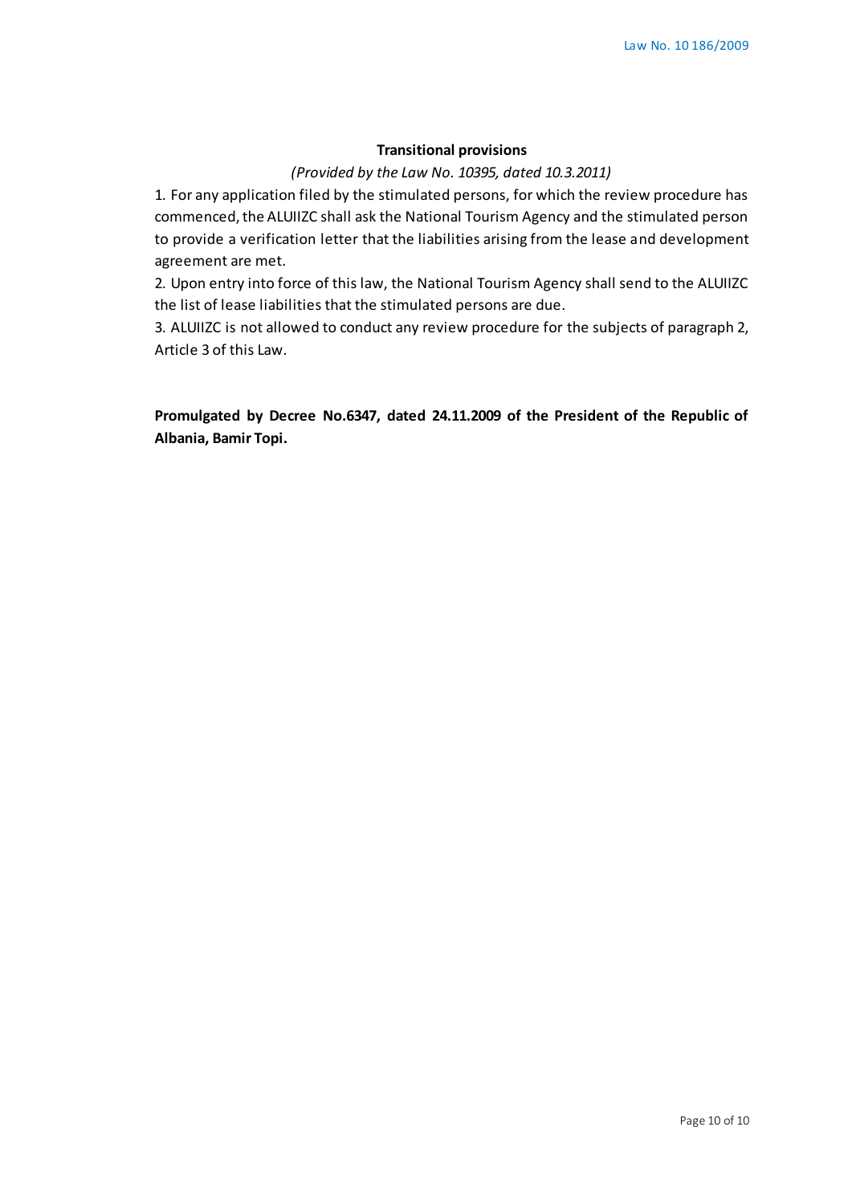### Transitional provisions

*(Provided by the Law No. 10395, dated 10.3.2011)*

1. For any application filed by the stimulated persons, for which the review procedure has commenced, the ALUIIZC shall ask the National Tourism Agency and the stimulated person to provide a verification letter that the liabilities arising from the lease and development agreement are met.

2. Upon entry into force of this law, the National Tourism Agency shall send to the ALUIIZC the list of lease liabilities that the stimulated persons are due.

3. ALUIIZC is not allowed to conduct any review procedure for the subjects of paragraph 2, Article 3 of this Law.

**Promulgated by Decree No.6347, dated 24.11.2009 of the President of the Republic of Albania, Bamir Topi.**